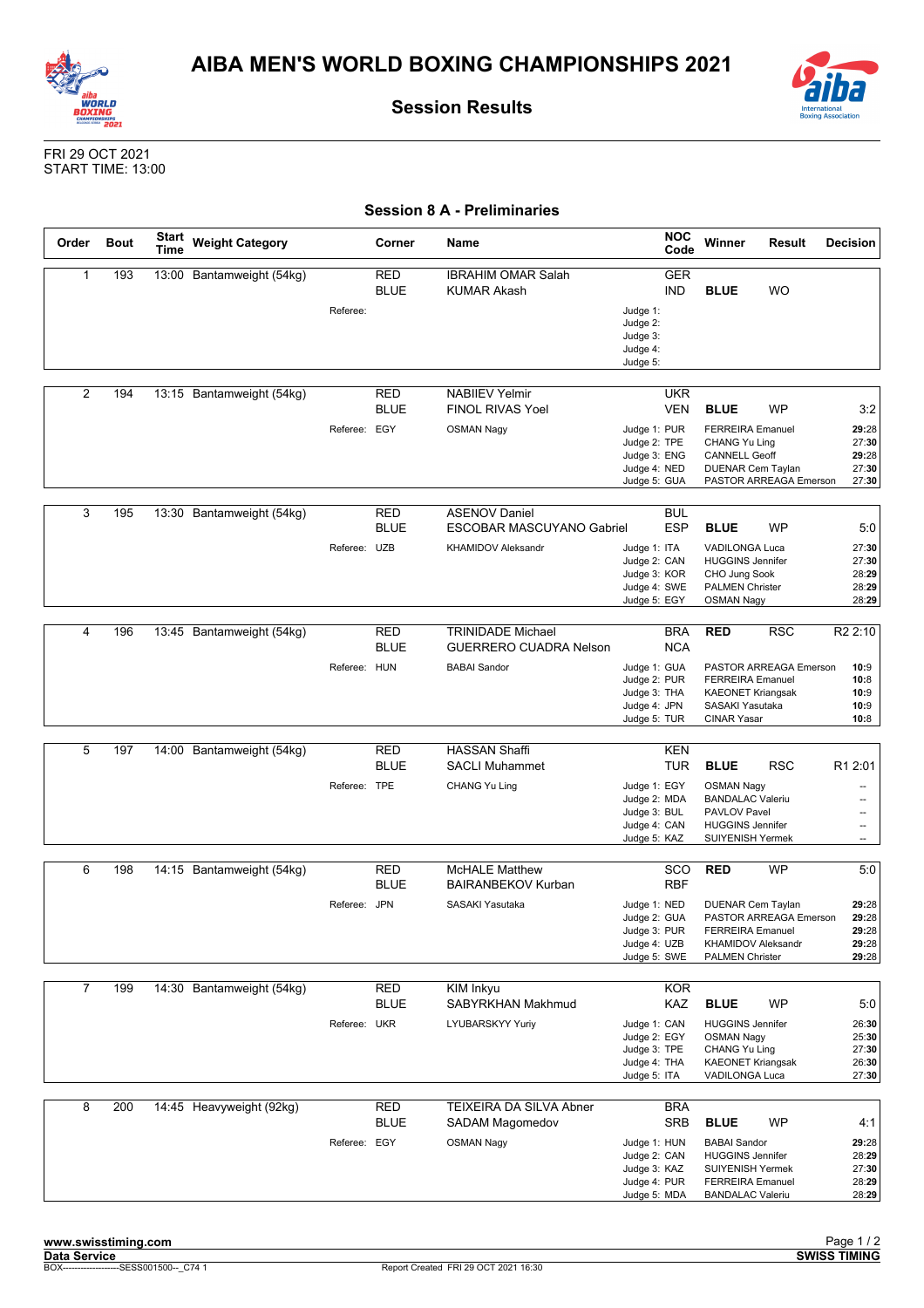# AIBA MEN'S WORLD BOXING CHAMPIONSHIPS 2021

## Session Results

FRI 29 OCT 2021
START TIME: 13:00

### Session 8 A - Preliminaries

| Order | Bout | Start Time | Weight Category | Corner | Name | NOC Code | Winner | Result | Decision |
|---|---|---|---|---|---|---|---|---|---|
| 1 | 193 | 13:00 | Bantamweight (54kg) | RED | IBRAHIM OMAR Salah | GER | | | |
| | | | | BLUE | KUMAR Akash | IND | BLUE | WO | |
| | | | Referee: | | | Judge 1: | | | |
| | | | | | | Judge 2: | | | |
| | | | | | | Judge 3: | | | |
| | | | | | | Judge 4: | | | |
| | | | | | | Judge 5: | | | |
| 2 | 194 | 13:15 | Bantamweight (54kg) | RED | NABIIEV Yelmir | UKR | | | |
| | | | | BLUE | FINOL RIVAS Yoel | VEN | BLUE | WP | 3:2 |
| | | | Referee: | EGY | OSMAN Nagy | Judge 1: PUR | FERREIRA Emanuel | | **29**:28 |
| | | | | | | Judge 2: TPE | CHANG Yu Ling | | 27:**30** |
| | | | | | | Judge 3: ENG | CANNELL Geoff | | **29**:28 |
| | | | | | | Judge 4: NED | DUENAR Cem Taylan | | 27:**30** |
| | | | | | | Judge 5: GUA | PASTOR ARREAGA Emerson | | 27:**30** |
| 3 | 195 | 13:30 | Bantamweight (54kg) | RED | ASENOV Daniel | BUL | | | |
| | | | | BLUE | ESCOBAR MASCUYANO Gabriel | ESP | BLUE | WP | 5:0 |
| | | | Referee: | UZB | KHAMIDOV Aleksandr | Judge 1: ITA | VADILONGA Luca | | 27:**30** |
| | | | | | | Judge 2: CAN | HUGGINS Jennifer | | 27:**30** |
| | | | | | | Judge 3: KOR | CHO Jung Sook | | 28:**29** |
| | | | | | | Judge 4: SWE | PALMEN Christer | | 28:**29** |
| | | | | | | Judge 5: EGY | OSMAN Nagy | | 28:**29** |
| 4 | 196 | 13:45 | Bantamweight (54kg) | RED | TRINIDADE Michael | BRA | RED | RSC | R2 2:10 |
| | | | | BLUE | GUERRERO CUADRA Nelson | NCA | | | |
| | | | Referee: | HUN | BABAI Sandor | Judge 1: GUA | PASTOR ARREAGA Emerson | | **10**:9 |
| | | | | | | Judge 2: PUR | FERREIRA Emanuel | | **10**:8 |
| | | | | | | Judge 3: THA | KAEONET Kriangsak | | **10**:9 |
| | | | | | | Judge 4: JPN | SASAKI Yasutaka | | **10**:9 |
| | | | | | | Judge 5: TUR | CINAR Yasar | | **10**:8 |
| 5 | 197 | 14:00 | Bantamweight (54kg) | RED | HASSAN Shaffi | KEN | | | |
| | | | | BLUE | SACLI Muhammet | TUR | BLUE | RSC | R1 2:01 |
| | | | Referee: | TPE | CHANG Yu Ling | Judge 1: EGY | OSMAN Nagy | | -- |
| | | | | | | Judge 2: MDA | BANDALAC Valeriu | | -- |
| | | | | | | Judge 3: BUL | PAVLOV Pavel | | -- |
| | | | | | | Judge 4: CAN | HUGGINS Jennifer | | -- |
| | | | | | | Judge 5: KAZ | SUIYENISH Yermek | | -- |
| 6 | 198 | 14:15 | Bantamweight (54kg) | RED | McHALE Matthew | SCO | RED | WP | 5:0 |
| | | | | BLUE | BAIRANBEKOV Kurban | RBF | | | |
| | | | Referee: | JPN | SASAKI Yasutaka | Judge 1: NED | DUENAR Cem Taylan | | **29**:28 |
| | | | | | | Judge 2: GUA | PASTOR ARREAGA Emerson | | **29**:28 |
| | | | | | | Judge 3: PUR | FERREIRA Emanuel | | **29**:28 |
| | | | | | | Judge 4: UZB | KHAMIDOV Aleksandr | | **29**:28 |
| | | | | | | Judge 5: SWE | PALMEN Christer | | **29**:28 |
| 7 | 199 | 14:30 | Bantamweight (54kg) | RED | KIM Inkyu | KOR | | | |
| | | | | BLUE | SABYRKHAN Makhmud | KAZ | BLUE | WP | 5:0 |
| | | | Referee: | UKR | LYUBARSKYY Yuriy | Judge 1: CAN | HUGGINS Jennifer | | 26:**30** |
| | | | | | | Judge 2: EGY | OSMAN Nagy | | 25:**30** |
| | | | | | | Judge 3: TPE | CHANG Yu Ling | | 27:**30** |
| | | | | | | Judge 4: THA | KAEONET Kriangsak | | 26:**30** |
| | | | | | | Judge 5: ITA | VADILONGA Luca | | 27:**30** |
| 8 | 200 | 14:45 | Heavyweight (92kg) | RED | TEIXEIRA DA SILVA Abner | BRA | | | |
| | | | | BLUE | SADAM Magomedov | SRB | BLUE | WP | 4:1 |
| | | | Referee: | EGY | OSMAN Nagy | Judge 1: HUN | BABAI Sandor | | **29**:28 |
| | | | | | | Judge 2: CAN | HUGGINS Jennifer | | 28:**29** |
| | | | | | | Judge 3: KAZ | SUIYENISH Yermek | | 27:**30** |
| | | | | | | Judge 4: PUR | FERREIRA Emanuel | | 28:**29** |
| | | | | | | Judge 5: MDA | BANDALAC Valeriu | | 28:**29** |

www.swisstiming.com
Data Service
BOX-------------------SESS001500--_C74 1
Report Created FRI 29 OCT 2021 16:30
SWISS TIMING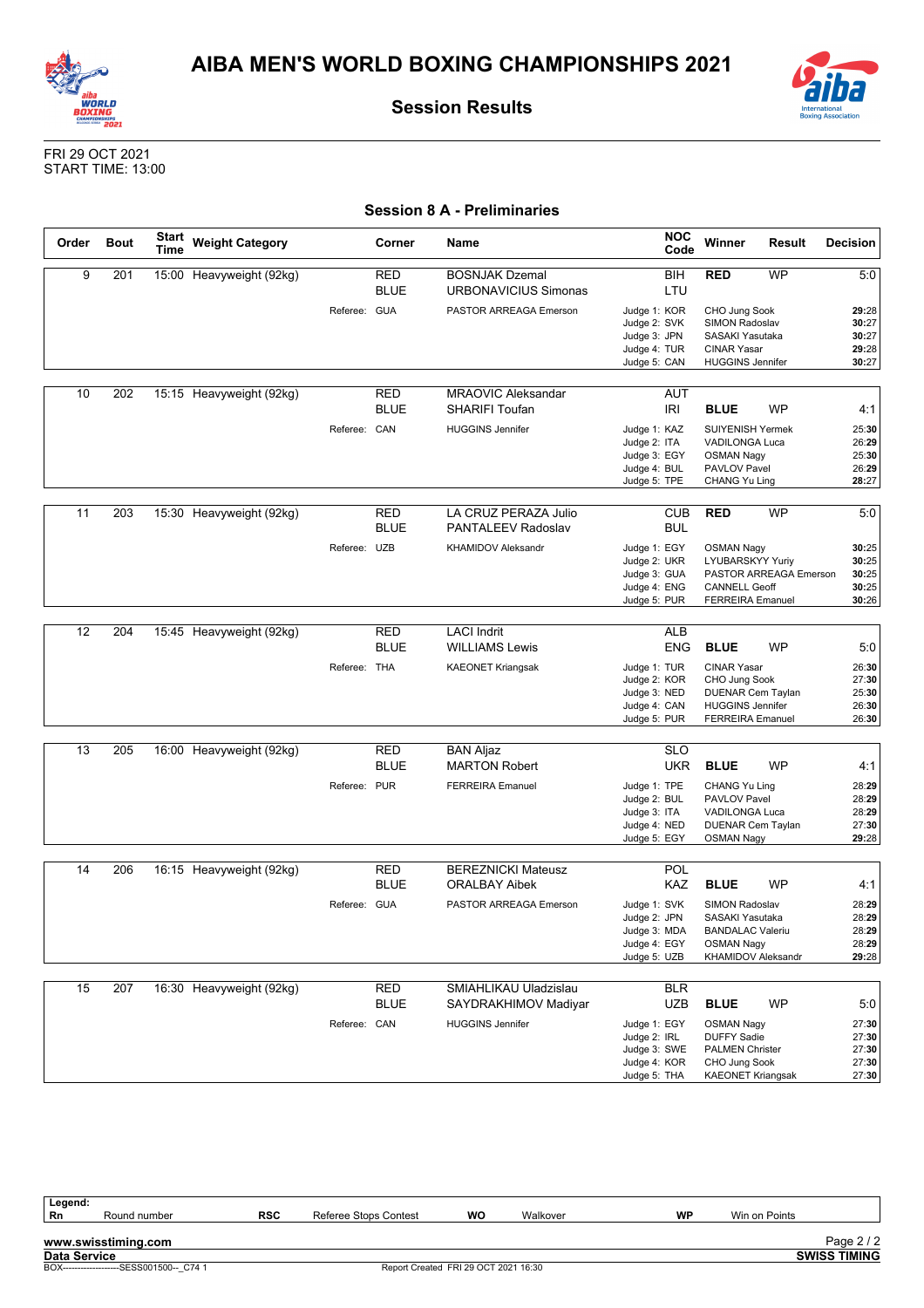# AIBA MEN'S WORLD BOXING CHAMPIONSHIPS 2021

## Session Results

FRI 29 OCT 2021
START TIME: 13:00

### Session 8 A - Preliminaries

| Order | Bout | Start Time | Weight Category | Corner | Name | NOC Code | Winner | Result | Decision |
|---|---|---|---|---|---|---|---|---|---|
| 9 | 201 | 15:00 | Heavyweight (92kg) | RED | BOSNJAK Dzemal | BIH | **RED** | WP | 5:0 |
| | | | | BLUE | URBONAVICIUS Simonas | LTU | | | |
| | | | Referee: GUA | | PASTOR ARREAGA Emerson | Judge 1: KOR | CHO Jung Sook | | **29**:28 |
| | | | | | | Judge 2: SVK | SIMON Radoslav | | **30**:27 |
| | | | | | | Judge 3: JPN | SASAKI Yasutaka | | **30**:27 |
| | | | | | | Judge 4: TUR | CINAR Yasar | | **29**:28 |
| | | | | | | Judge 5: CAN | HUGGINS Jennifer | | **30**:27 |
| 10 | 202 | 15:15 | Heavyweight (92kg) | RED | MRAOVIC Aleksandar | AUT | | | |
| | | | | BLUE | SHARIFI Toufan | IRI | **BLUE** | WP | 4:1 |
| | | | Referee: CAN | | HUGGINS Jennifer | Judge 1: KAZ | SUIYENISH Yermek | | 25:**30** |
| | | | | | | Judge 2: ITA | VADILONGA Luca | | 26:**29** |
| | | | | | | Judge 3: EGY | OSMAN Nagy | | 25:**30** |
| | | | | | | Judge 4: BUL | PAVLOV Pavel | | 26:**29** |
| | | | | | | Judge 5: TPE | CHANG Yu Ling | | **28**:27 |
| 11 | 203 | 15:30 | Heavyweight (92kg) | RED | LA CRUZ PERAZA Julio | CUB | **RED** | WP | 5:0 |
| | | | | BLUE | PANTALEEV Radoslav | BUL | | | |
| | | | Referee: UZB | | KHAMIDOV Aleksandr | Judge 1: EGY | OSMAN Nagy | | **30**:25 |
| | | | | | | Judge 2: UKR | LYUBARSKYY Yuriy | | **30**:25 |
| | | | | | | Judge 3: GUA | PASTOR ARREAGA Emerson | | **30**:25 |
| | | | | | | Judge 4: ENG | CANNELL Geoff | | **30**:25 |
| | | | | | | Judge 5: PUR | FERREIRA Emanuel | | **30**:26 |
| 12 | 204 | 15:45 | Heavyweight (92kg) | RED | LACI Indrit | ALB | | | |
| | | | | BLUE | WILLIAMS Lewis | ENG | **BLUE** | WP | 5:0 |
| | | | Referee: THA | | KAEONET Kriangsak | Judge 1: TUR | CINAR Yasar | | 26:**30** |
| | | | | | | Judge 2: KOR | CHO Jung Sook | | 27:**30** |
| | | | | | | Judge 3: NED | DUENAR Cem Taylan | | 25:**30** |
| | | | | | | Judge 4: CAN | HUGGINS Jennifer | | 26:**30** |
| | | | | | | Judge 5: PUR | FERREIRA Emanuel | | 26:**30** |
| 13 | 205 | 16:00 | Heavyweight (92kg) | RED | BAN Aljaz | SLO | | | |
| | | | | BLUE | MARTON Robert | UKR | **BLUE** | WP | 4:1 |
| | | | Referee: PUR | | FERREIRA Emanuel | Judge 1: TPE | CHANG Yu Ling | | 28:**29** |
| | | | | | | Judge 2: BUL | PAVLOV Pavel | | 28:**29** |
| | | | | | | Judge 3: ITA | VADILONGA Luca | | 28:**29** |
| | | | | | | Judge 4: NED | DUENAR Cem Taylan | | 27:**30** |
| | | | | | | Judge 5: EGY | OSMAN Nagy | | **29**:28 |
| 14 | 206 | 16:15 | Heavyweight (92kg) | RED | BEREZNICKI Mateusz | POL | | | |
| | | | | BLUE | ORALBAY Aibek | KAZ | **BLUE** | WP | 4:1 |
| | | | Referee: GUA | | PASTOR ARREAGA Emerson | Judge 1: SVK | SIMON Radoslav | | 28:**29** |
| | | | | | | Judge 2: JPN | SASAKI Yasutaka | | 28:**29** |
| | | | | | | Judge 3: MDA | BANDALAC Valeriu | | 28:**29** |
| | | | | | | Judge 4: EGY | OSMAN Nagy | | 28:**29** |
| | | | | | | Judge 5: UZB | KHAMIDOV Aleksandr | | **29**:28 |
| 15 | 207 | 16:30 | Heavyweight (92kg) | RED | SMIAHLIKAU Uladzislau | BLR | | | |
| | | | | BLUE | SAYDRAKHIMOV Madiyar | UZB | **BLUE** | WP | 5:0 |
| | | | Referee: CAN | | HUGGINS Jennifer | Judge 1: EGY | OSMAN Nagy | | 27:**30** |
| | | | | | | Judge 2: IRL | DUFFY Sadie | | 27:**30** |
| | | | | | | Judge 3: SWE | PALMEN Christer | | 27:**30** |
| | | | | | | Judge 4: KOR | CHO Jung Sook | | 27:**30** |
| | | | | | | Judge 5: THA | KAEONET Kriangsak | | 27:**30** |

| Legend: | | | | | | | |
|---|---|---|---|---|---|---|---|
| Rn | Round number | RSC | Referee Stops Contest | WO | Walkover | WP | Win on Points |

www.swisstiming.com
Data Service
BOX-------------------SESS001500--_C74 1
Report Created FRI 29 OCT 2021 16:30
SWISS TIMING